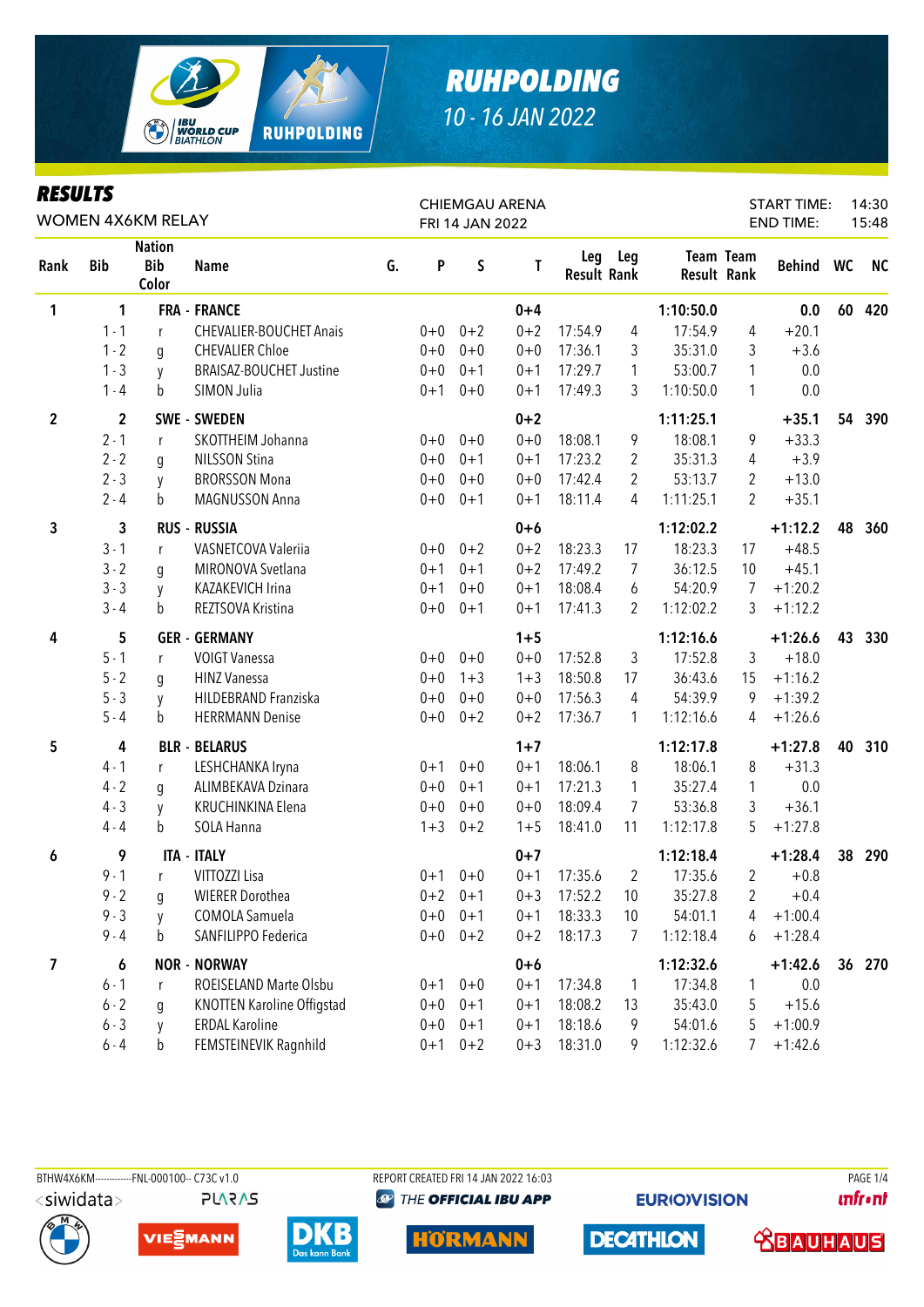# RUHPOLDING

10 - 16 JAN 2022

## RESULTS

WOMEN 4X6KM RELAY

CHIEMGAU ARENA
FRI 14 JAN 2022

START TIME: 14:30
END TIME: 15:48

| Rank | Bib | Nation Bib Color | Name | G. | P | S | T | Leg Result | Leg Rank | Team Result | Team Rank | Behind | WC | NC |
|---|---|---|---|---|---|---|---|---|---|---|---|---|---|---|
| 1 | 1 | | FRA - FRANCE | | | | 0+4 | | | 1:10:50.0 | | 0.0 | 60 | 420 |
| | 1 - 1 | r | CHEVALIER-BOUCHET Anais | | 0+0 | 0+2 | 0+2 | 17:54.9 | 4 | 17:54.9 | 4 | +20.1 | | |
| | 1 - 2 | g | CHEVALIER Chloe | | 0+0 | 0+0 | 0+0 | 17:36.1 | 3 | 35:31.0 | 3 | +3.6 | | |
| | 1 - 3 | y | BRAISAZ-BOUCHET Justine | | 0+0 | 0+1 | 0+1 | 17:29.7 | 1 | 53:00.7 | 1 | 0.0 | | |
| | 1 - 4 | b | SIMON Julia | | 0+1 | 0+0 | 0+1 | 17:49.3 | 3 | 1:10:50.0 | 1 | 0.0 | | |
| 2 | 2 | | SWE - SWEDEN | | | | 0+2 | | | 1:11:25.1 | | +35.1 | 54 | 390 |
| | 2 - 1 | r | SKOTTHEIM Johanna | | 0+0 | 0+0 | 0+0 | 18:08.1 | 9 | 18:08.1 | 9 | +33.3 | | |
| | 2 - 2 | g | NILSSON Stina | | 0+0 | 0+1 | 0+1 | 17:23.2 | 2 | 35:31.3 | 4 | +3.9 | | |
| | 2 - 3 | y | BRORSSON Mona | | 0+0 | 0+0 | 0+0 | 17:42.4 | 2 | 53:13.7 | 2 | +13.0 | | |
| | 2 - 4 | b | MAGNUSSON Anna | | 0+0 | 0+1 | 0+1 | 18:11.4 | 4 | 1:11:25.1 | 2 | +35.1 | | |
| 3 | 3 | | RUS - RUSSIA | | | | 0+6 | | | 1:12:02.2 | | +1:12.2 | 48 | 360 |
| | 3 - 1 | r | VASNETCOVA Valeriia | | 0+0 | 0+2 | 0+2 | 18:23.3 | 17 | 18:23.3 | 17 | +48.5 | | |
| | 3 - 2 | g | MIRONOVA Svetlana | | 0+1 | 0+1 | 0+2 | 17:49.2 | 7 | 36:12.5 | 10 | +45.1 | | |
| | 3 - 3 | y | KAZAKEVICH Irina | | 0+1 | 0+0 | 0+1 | 18:08.4 | 6 | 54:20.9 | 7 | +1:20.2 | | |
| | 3 - 4 | b | REZTSOVA Kristina | | 0+0 | 0+1 | 0+1 | 17:41.3 | 2 | 1:12:02.2 | 3 | +1:12.2 | | |
| 4 | 5 | | GER - GERMANY | | | | 1+5 | | | 1:12:16.6 | | +1:26.6 | 43 | 330 |
| | 5 - 1 | r | VOIGT Vanessa | | 0+0 | 0+0 | 0+0 | 17:52.8 | 3 | 17:52.8 | 3 | +18.0 | | |
| | 5 - 2 | g | HINZ Vanessa | | 0+0 | 1+3 | 1+3 | 18:50.8 | 17 | 36:43.6 | 15 | +1:16.2 | | |
| | 5 - 3 | y | HILDEBRAND Franziska | | 0+0 | 0+0 | 0+0 | 17:56.3 | 4 | 54:39.9 | 9 | +1:39.2 | | |
| | 5 - 4 | b | HERRMANN Denise | | 0+0 | 0+2 | 0+2 | 17:36.7 | 1 | 1:12:16.6 | 4 | +1:26.6 | | |
| 5 | 4 | | BLR - BELARUS | | | | 1+7 | | | 1:12:17.8 | | +1:27.8 | 40 | 310 |
| | 4 - 1 | r | LESHCHANKA Iryna | | 0+1 | 0+0 | 0+1 | 18:06.1 | 8 | 18:06.1 | 8 | +31.3 | | |
| | 4 - 2 | g | ALIMBEKAVA Dzinara | | 0+0 | 0+1 | 0+1 | 17:21.3 | 1 | 35:27.4 | 1 | 0.0 | | |
| | 4 - 3 | y | KRUCHINKINA Elena | | 0+0 | 0+0 | 0+0 | 18:09.4 | 7 | 53:36.8 | 3 | +36.1 | | |
| | 4 - 4 | b | SOLA Hanna | | 1+3 | 0+2 | 1+5 | 18:41.0 | 11 | 1:12:17.8 | 5 | +1:27.8 | | |
| 6 | 9 | | ITA - ITALY | | | | 0+7 | | | 1:12:18.4 | | +1:28.4 | 38 | 290 |
| | 9 - 1 | r | VITTOZZI Lisa | | 0+1 | 0+0 | 0+1 | 17:35.6 | 2 | 17:35.6 | 2 | +0.8 | | |
| | 9 - 2 | g | WIERER Dorothea | | 0+2 | 0+1 | 0+3 | 17:52.2 | 10 | 35:27.8 | 2 | +0.4 | | |
| | 9 - 3 | y | COMOLA Samuela | | 0+0 | 0+1 | 0+1 | 18:33.3 | 10 | 54:01.1 | 4 | +1:00.4 | | |
| | 9 - 4 | b | SANFILIPPO Federica | | 0+0 | 0+2 | 0+2 | 18:17.3 | 7 | 1:12:18.4 | 6 | +1:28.4 | | |
| 7 | 6 | | NOR - NORWAY | | | | 0+6 | | | 1:12:32.6 | | +1:42.6 | 36 | 270 |
| | 6 - 1 | r | ROEISELAND Marte Olsbu | | 0+1 | 0+0 | 0+1 | 17:34.8 | 1 | 17:34.8 | 1 | 0.0 | | |
| | 6 - 2 | g | KNOTTEN Karoline Offigstad | | 0+0 | 0+1 | 0+1 | 18:08.2 | 13 | 35:43.0 | 5 | +15.6 | | |
| | 6 - 3 | y | ERDAL Karoline | | 0+0 | 0+1 | 0+1 | 18:18.6 | 9 | 54:01.6 | 5 | +1:00.9 | | |
| | 6 - 4 | b | FEMSTEINEVIK Ragnhild | | 0+1 | 0+2 | 0+3 | 18:31.0 | 9 | 1:12:32.6 | 7 | +1:42.6 | | |

BTHW4X6KM------------FNL-000100-- C73C v1.0    REPORT CREATED FRI 14 JAN 2022 16:03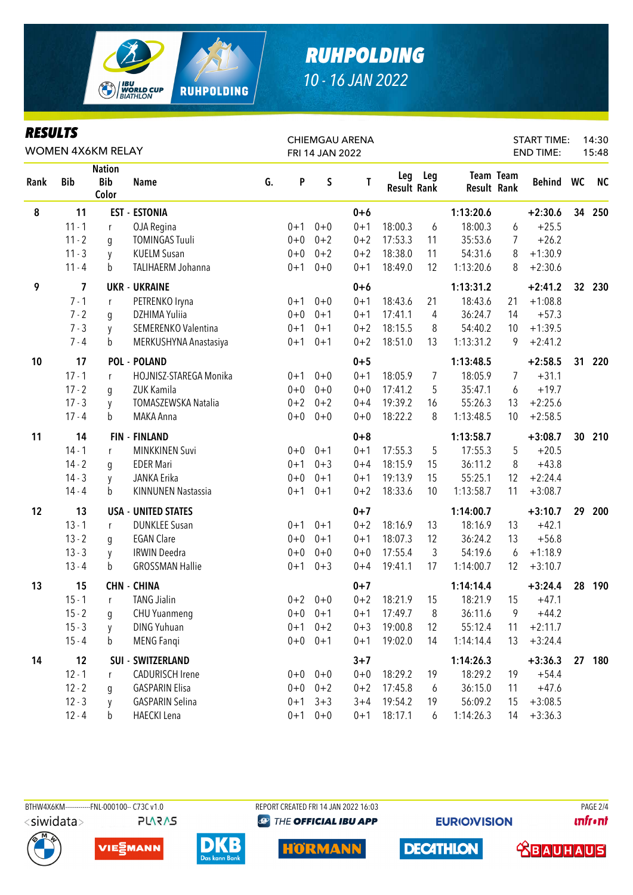# RUHPOLDING

10 - 16 JAN 2022

## RESULTS

WOMEN 4X6KM RELAY

CHIEMGAU ARENA
FRI 14 JAN 2022

START TIME: 14:30
END TIME: 15:48

| Rank | Bib | Nation Bib Color | Name | G. | P | S | T | Leg Result | Leg Rank | Team Result | Team Rank | Behind | WC | NC |
|---|---|---|---|---|---|---|---|---|---|---|---|---|---|---|
| 8 | 11 | EST | ESTONIA | | | | 0+6 | | | 1:13:20.6 | | +2:30.6 | 34 | 250 |
| | 11 - 1 | r | OJA Regina | | 0+1 | 0+0 | 0+1 | 18:00.3 | 6 | 18:00.3 | 6 | +25.5 | | |
| | 11 - 2 | g | TOMINGAS Tuuli | | 0+0 | 0+2 | 0+2 | 17:53.3 | 11 | 35:53.6 | 7 | +26.2 | | |
| | 11 - 3 | y | KUELM Susan | | 0+0 | 0+2 | 0+2 | 18:38.0 | 11 | 54:31.6 | 8 | +1:30.9 | | |
| | 11 - 4 | b | TALIHAERM Johanna | | 0+1 | 0+0 | 0+1 | 18:49.0 | 12 | 1:13:20.6 | 8 | +2:30.6 | | |
| 9 | 7 | UKR | UKRAINE | | | | 0+6 | | | 1:13:31.2 | | +2:41.2 | 32 | 230 |
| | 7 - 1 | r | PETRENKO Iryna | | 0+1 | 0+0 | 0+1 | 18:43.6 | 21 | 18:43.6 | 21 | +1:08.8 | | |
| | 7 - 2 | g | DZHIMA Yuliia | | 0+0 | 0+1 | 0+1 | 17:41.1 | 4 | 36:24.7 | 14 | +57.3 | | |
| | 7 - 3 | y | SEMERENKO Valentina | | 0+1 | 0+1 | 0+2 | 18:15.5 | 8 | 54:40.2 | 10 | +1:39.5 | | |
| | 7 - 4 | b | MERKUSHYNA Anastasiya | | 0+1 | 0+1 | 0+2 | 18:51.0 | 13 | 1:13:31.2 | 9 | +2:41.2 | | |
| 10 | 17 | POL | POLAND | | | | 0+5 | | | 1:13:48.5 | | +2:58.5 | 31 | 220 |
| | 17 - 1 | r | HOJNISZ-STAREGA Monika | | 0+1 | 0+0 | 0+1 | 18:05.9 | 7 | 18:05.9 | 7 | +31.1 | | |
| | 17 - 2 | g | ZUK Kamila | | 0+0 | 0+0 | 0+0 | 17:41.2 | 5 | 35:47.1 | 6 | +19.7 | | |
| | 17 - 3 | y | TOMASZEWSKA Natalia | | 0+2 | 0+2 | 0+4 | 19:39.2 | 16 | 55:26.3 | 13 | +2:25.6 | | |
| | 17 - 4 | b | MAKA Anna | | 0+0 | 0+0 | 0+0 | 18:22.2 | 8 | 1:13:48.5 | 10 | +2:58.5 | | |
| 11 | 14 | FIN | FINLAND | | | | 0+8 | | | 1:13:58.7 | | +3:08.7 | 30 | 210 |
| | 14 - 1 | r | MINKKINEN Suvi | | 0+0 | 0+1 | 0+1 | 17:55.3 | 5 | 17:55.3 | 5 | +20.5 | | |
| | 14 - 2 | g | EDER Mari | | 0+1 | 0+3 | 0+4 | 18:15.9 | 15 | 36:11.2 | 8 | +43.8 | | |
| | 14 - 3 | y | JANKA Erika | | 0+0 | 0+1 | 0+1 | 19:13.9 | 15 | 55:25.1 | 12 | +2:24.4 | | |
| | 14 - 4 | b | KINNUNEN Nastassia | | 0+1 | 0+1 | 0+2 | 18:33.6 | 10 | 1:13:58.7 | 11 | +3:08.7 | | |
| 12 | 13 | USA | UNITED STATES | | | | 0+7 | | | 1:14:00.7 | | +3:10.7 | 29 | 200 |
| | 13 - 1 | r | DUNKLEE Susan | | 0+1 | 0+1 | 0+2 | 18:16.9 | 13 | 18:16.9 | 13 | +42.1 | | |
| | 13 - 2 | g | EGAN Clare | | 0+0 | 0+1 | 0+1 | 18:07.3 | 12 | 36:24.2 | 13 | +56.8 | | |
| | 13 - 3 | y | IRWIN Deedra | | 0+0 | 0+0 | 0+0 | 17:55.4 | 3 | 54:19.6 | 6 | +1:18.9 | | |
| | 13 - 4 | b | GROSSMAN Hallie | | 0+1 | 0+3 | 0+4 | 19:41.1 | 17 | 1:14:00.7 | 12 | +3:10.7 | | |
| 13 | 15 | CHN | CHINA | | | | 0+7 | | | 1:14:14.4 | | +3:24.4 | 28 | 190 |
| | 15 - 1 | r | TANG Jialin | | 0+2 | 0+0 | 0+2 | 18:21.9 | 15 | 18:21.9 | 15 | +47.1 | | |
| | 15 - 2 | g | CHU Yuanmeng | | 0+0 | 0+1 | 0+1 | 17:49.7 | 8 | 36:11.6 | 9 | +44.2 | | |
| | 15 - 3 | y | DING Yuhuan | | 0+1 | 0+2 | 0+3 | 19:00.8 | 12 | 55:12.4 | 11 | +2:11.7 | | |
| | 15 - 4 | b | MENG Fanqi | | 0+0 | 0+1 | 0+1 | 19:02.0 | 14 | 1:14:14.4 | 13 | +3:24.4 | | |
| 14 | 12 | SUI | SWITZERLAND | | | | 3+7 | | | 1:14:26.3 | | +3:36.3 | 27 | 180 |
| | 12 - 1 | r | CADURISCH Irene | | 0+0 | 0+0 | 0+0 | 18:29.2 | 19 | 18:29.2 | 19 | +54.4 | | |
| | 12 - 2 | g | GASPARIN Elisa | | 0+0 | 0+2 | 0+2 | 17:45.8 | 6 | 36:15.0 | 11 | +47.6 | | |
| | 12 - 3 | y | GASPARIN Selina | | 0+1 | 3+3 | 3+4 | 19:54.2 | 19 | 56:09.2 | 15 | +3:08.5 | | |
| | 12 - 4 | b | HAECKI Lena | | 0+1 | 0+0 | 0+1 | 18:17.1 | 6 | 1:14:26.3 | 14 | +3:36.3 | | |

BTHW4X6KM------------FNL-000100-- C73C v1.0 REPORT CREATED FRI 14 JAN 2022 16:03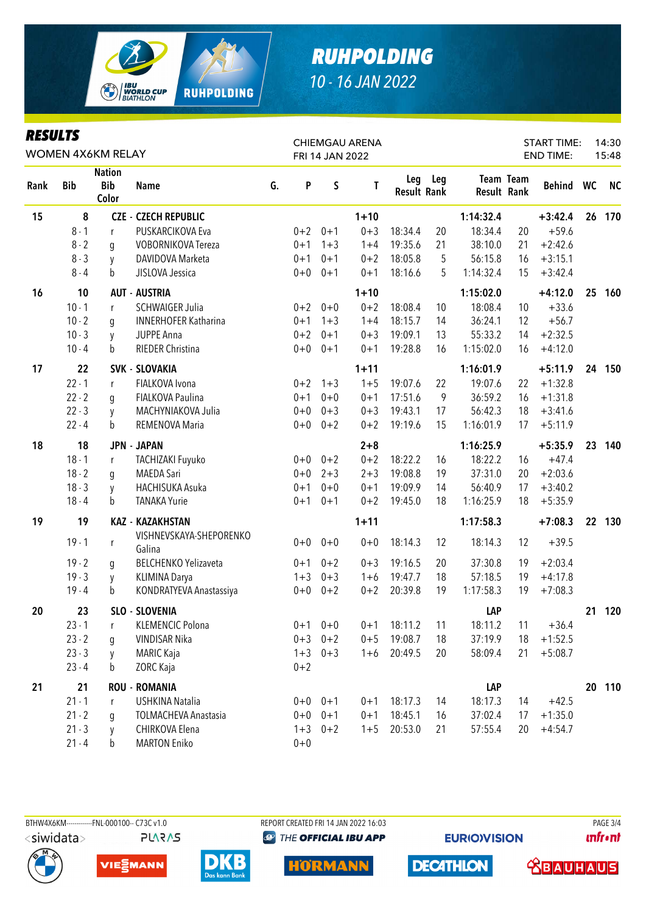# RUHPOLDING

10 - 16 JAN 2022

## RESULTS

WOMEN 4X6KM RELAY

CHIEMGAU ARENA
FRI 14 JAN 2022

START TIME: 14:30
END TIME: 15:48

| Rank | Bib | Nation Bib Color | Name | G. | P | S | T | Leg Result | Leg Rank | Team Result | Team Rank | Behind | WC | NC |
|---|---|---|---|---|---|---|---|---|---|---|---|---|---|---|
| 15 | 8 | | CZE - CZECH REPUBLIC | | | | 1+10 | | | 1:14:32.4 | | +3:42.4 | 26 | 170 |
| | 8 - 1 | r | PUSKARCIKOVA Eva | | 0+2 | 0+1 | 0+3 | 18:34.4 | 20 | 18:34.4 | 20 | +59.6 | | |
| | 8 - 2 | g | VOBORNIKOVA Tereza | | 0+1 | 1+3 | 1+4 | 19:35.6 | 21 | 38:10.0 | 21 | +2:42.6 | | |
| | 8 - 3 | y | DAVIDOVA Marketa | | 0+1 | 0+1 | 0+2 | 18:05.8 | 5 | 56:15.8 | 16 | +3:15.1 | | |
| | 8 - 4 | b | JISLOVA Jessica | | 0+0 | 0+1 | 0+1 | 18:16.6 | 5 | 1:14:32.4 | 15 | +3:42.4 | | |
| 16 | 10 | | AUT - AUSTRIA | | | | 1+10 | | | 1:15:02.0 | | +4:12.0 | 25 | 160 |
| | 10 - 1 | r | SCHWAIGER Julia | | 0+2 | 0+0 | 0+2 | 18:08.4 | 10 | 18:08.4 | 10 | +33.6 | | |
| | 10 - 2 | g | INNERHOFER Katharina | | 0+1 | 1+3 | 1+4 | 18:15.7 | 14 | 36:24.1 | 12 | +56.7 | | |
| | 10 - 3 | y | JUPPE Anna | | 0+2 | 0+1 | 0+3 | 19:09.1 | 13 | 55:33.2 | 14 | +2:32.5 | | |
| | 10 - 4 | b | RIEDER Christina | | 0+0 | 0+1 | 0+1 | 19:28.8 | 16 | 1:15:02.0 | 16 | +4:12.0 | | |
| 17 | 22 | | SVK - SLOVAKIA | | | | 1+11 | | | 1:16:01.9 | | +5:11.9 | 24 | 150 |
| | 22 - 1 | r | FIALKOVA Ivona | | 0+2 | 1+3 | 1+5 | 19:07.6 | 22 | 19:07.6 | 22 | +1:32.8 | | |
| | 22 - 2 | g | FIALKOVA Paulina | | 0+1 | 0+0 | 0+1 | 17:51.6 | 9 | 36:59.2 | 16 | +1:31.8 | | |
| | 22 - 3 | y | MACHYNIAKOVA Julia | | 0+0 | 0+3 | 0+3 | 19:43.1 | 17 | 56:42.3 | 18 | +3:41.6 | | |
| | 22 - 4 | b | REMENOVA Maria | | 0+0 | 0+2 | 0+2 | 19:19.6 | 15 | 1:16:01.9 | 17 | +5:11.9 | | |
| 18 | 18 | | JPN - JAPAN | | | | 2+8 | | | 1:16:25.9 | | +5:35.9 | 23 | 140 |
| | 18 - 1 | r | TACHIZAKI Fuyuko | | 0+0 | 0+2 | 0+2 | 18:22.2 | 16 | 18:22.2 | 16 | +47.4 | | |
| | 18 - 2 | g | MAEDA Sari | | 0+0 | 2+3 | 2+3 | 19:08.8 | 19 | 37:31.0 | 20 | +2:03.6 | | |
| | 18 - 3 | y | HACHISUKA Asuka | | 0+1 | 0+0 | 0+1 | 19:09.9 | 14 | 56:40.9 | 17 | +3:40.2 | | |
| | 18 - 4 | b | TANAKA Yurie | | 0+1 | 0+1 | 0+2 | 19:45.0 | 18 | 1:16:25.9 | 18 | +5:35.9 | | |
| 19 | 19 | | KAZ - KAZAKHSTAN | | | | 1+11 | | | 1:17:58.3 | | +7:08.3 | 22 | 130 |
| | 19 - 1 | r | VISHNEVSKAYA-SHEPORENKO Galina | | 0+0 | 0+0 | 0+0 | 18:14.3 | 12 | 18:14.3 | 12 | +39.5 | | |
| | 19 - 2 | g | BELCHENKO Yelizaveta | | 0+1 | 0+2 | 0+3 | 19:16.5 | 20 | 37:30.8 | 19 | +2:03.4 | | |
| | 19 - 3 | y | KLIMINA Darya | | 1+3 | 0+3 | 1+6 | 19:47.7 | 18 | 57:18.5 | 19 | +4:17.8 | | |
| | 19 - 4 | b | KONDRATYEVA Anastassiya | | 0+0 | 0+2 | 0+2 | 20:39.8 | 19 | 1:17:58.3 | 19 | +7:08.3 | | |
| 20 | 23 | | SLO - SLOVENIA | | | | | | | LAP | | | 21 | 120 |
| | 23 - 1 | r | KLEMENCIC Polona | | 0+1 | 0+0 | 0+1 | 18:11.2 | 11 | 18:11.2 | 11 | +36.4 | | |
| | 23 - 2 | g | VINDISAR Nika | | 0+3 | 0+2 | 0+5 | 19:08.7 | 18 | 37:19.9 | 18 | +1:52.5 | | |
| | 23 - 3 | y | MARIC Kaja | | 1+3 | 0+3 | 1+6 | 20:49.5 | 20 | 58:09.4 | 21 | +5:08.7 | | |
| | 23 - 4 | b | ZORC Kaja | | 0+2 | | | | | | | | | |
| 21 | 21 | | ROU - ROMANIA | | | | | | | LAP | | | 20 | 110 |
| | 21 - 1 | r | USHKINA Natalia | | 0+0 | 0+1 | 0+1 | 18:17.3 | 14 | 18:17.3 | 14 | +42.5 | | |
| | 21 - 2 | g | TOLMACHEVA Anastasia | | 0+0 | 0+1 | 0+1 | 18:45.1 | 16 | 37:02.4 | 17 | +1:35.0 | | |
| | 21 - 3 | y | CHIRKOVA Elena | | 1+3 | 0+2 | 1+5 | 20:53.0 | 21 | 57:55.4 | 20 | +4:54.7 | | |
| | 21 - 4 | b | MARTON Eniko | | 0+0 | | | | | | | | | |

BTHW4X6KM------------FNL-000100-- C73C v1.0 REPORT CREATED FRI 14 JAN 2022 16:03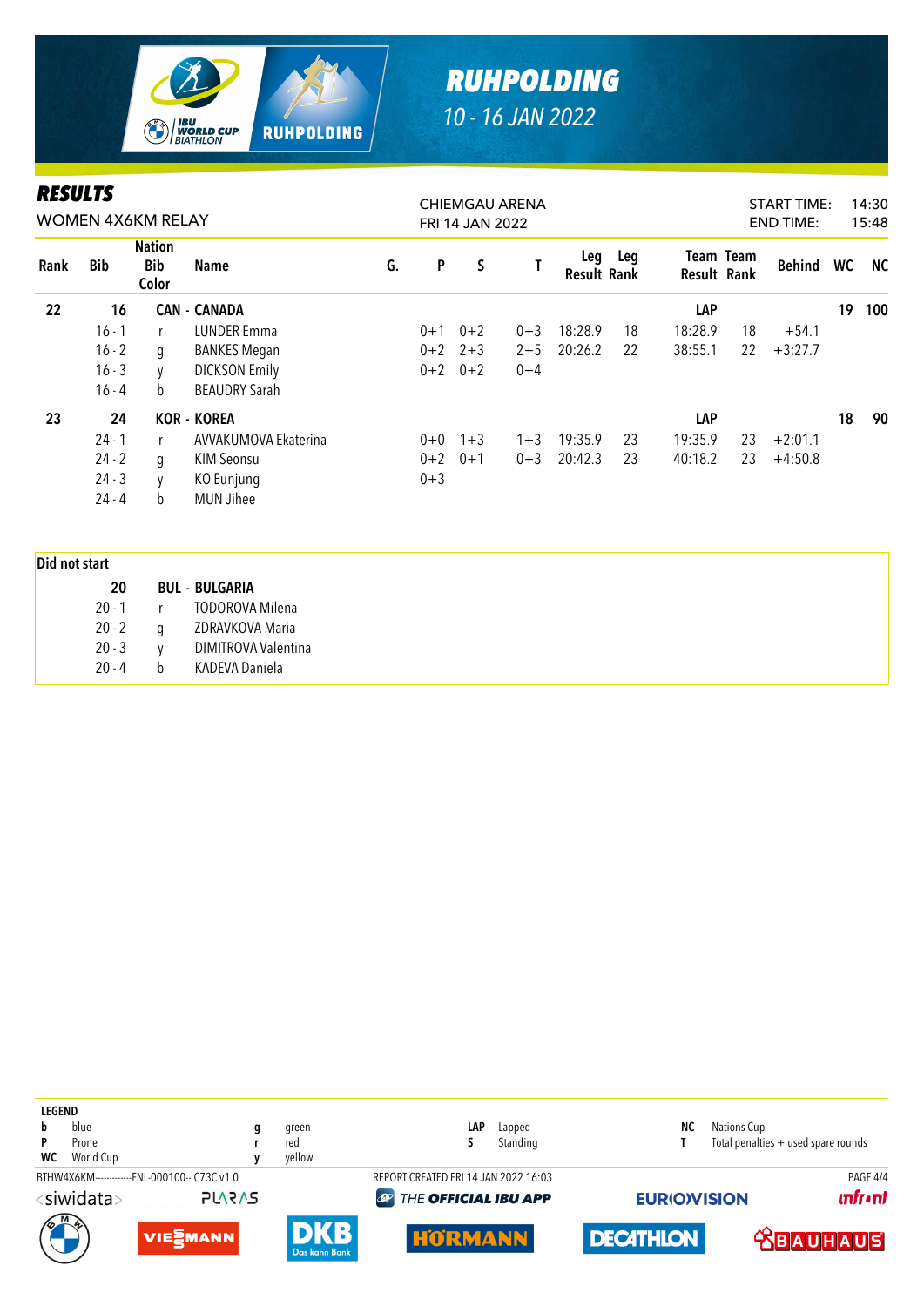# RUHPOLDING

10 - 16 JAN 2022

## RESULTS

WOMEN 4X6KM RELAY

CHIEMGAU ARENA
FRI 14 JAN 2022

START TIME: 14:30
END TIME: 15:48

| Rank | Bib | Nation Bib Color | Name | G. | P | S | T | Leg Result | Leg Rank | Team Result | Team Rank | Behind | WC | NC |
|---|---|---|---|---|---|---|---|---|---|---|---|---|---|---|
| 22 | 16 | | CAN - CANADA | | | | | | | LAP | | | 19 | 100 |
| | 16 - 1 | r | LUNDER Emma | | 0+1 | 0+2 | 0+3 | 18:28.9 | 18 | 18:28.9 | 18 | +54.1 | | |
| | 16 - 2 | g | BANKES Megan | | 0+2 | 2+3 | 2+5 | 20:26.2 | 22 | 38:55.1 | 22 | +3:27.7 | | |
| | 16 - 3 | y | DICKSON Emily | | 0+2 | 0+2 | 0+4 | | | | | | | |
| | 16 - 4 | b | BEAUDRY Sarah | | | | | | | | | | | |
| 23 | 24 | | KOR - KOREA | | | | | | | LAP | | | 18 | 90 |
| | 24 - 1 | r | AVVAKUMOVA Ekaterina | | 0+0 | 1+3 | 1+3 | 19:35.9 | 23 | 19:35.9 | 23 | +2:01.1 | | |
| | 24 - 2 | g | KIM Seonsu | | 0+2 | 0+1 | 0+3 | 20:42.3 | 23 | 40:18.2 | 23 | +4:50.8 | | |
| | 24 - 3 | y | KO Eunjung | | 0+3 | | | | | | | | | |
| | 24 - 4 | b | MUN Jihee | | | | | | | | | | | |

### Did not start

| Bib | Color | Name |
|---|---|---|
| 20 | | BUL - BULGARIA |
| 20 - 1 | r | TODOROVA Milena |
| 20 - 2 | g | ZDRAVKOVA Maria |
| 20 - 3 | y | DIMITROVA Valentina |
| 20 - 4 | b | KADEVA Daniela |

**LEGEND**

| | | | | | | | |
|---|---|---|---|---|---|---|---|
| b | blue | g | green | LAP | Lapped | NC | Nations Cup |
| P | Prone | r | red | S | Standing | T | Total penalties + used spare rounds |
| WC | World Cup | y | yellow | | | | |

BTHW4X6KM------------FNL-000100-- C73C v1.0

REPORT CREATED FRI 14 JAN 2022 16:03